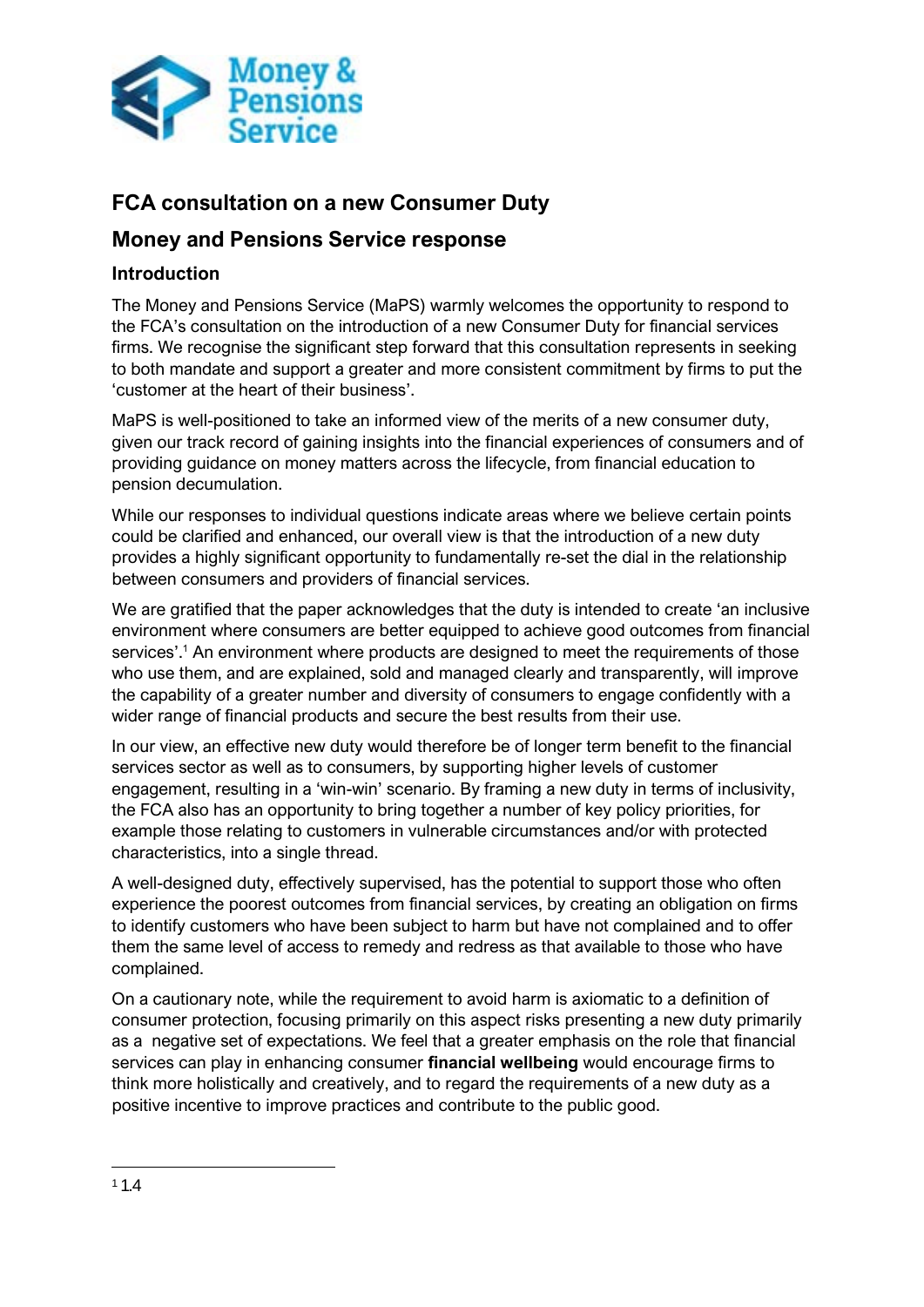## FCA consultation on a new Consumer Duty

## Money and Pensions Service response

### Introduction

The Money and Pensions Service (MaPS) warmly welcomes the opportunity to respond to the FCA's consultation on the introduction of a new Consumer Duty for financial services firms. We recognise the significant step forward that this consultation represents in seeking to both mandate and support a greater and more consistent commitment by firms to put the 'customer at the heart of their business'.

MaPS is well-positioned to take an informed view of the merits of a new consumer duty, given our track record of gaining insights into the financial experiences of consumers and of providing guidance on money matters across the lifecycle, from financial education to pension decumulation.

While our responses to individual questions indicate areas where we believe certain points could be clarified and enhanced, our overall view is that the introduction of a new duty provides a highly significant opportunity to fundamentally re-set the dial in the relationship between consumers and providers of financial services.

We are gratified that the paper acknowledges that the duty is intended to create 'an inclusive environment where consumers are better equipped to achieve good outcomes from financial services'.[1] An environment where products are designed to meet the requirements of those who use them, and are explained, sold and managed clearly and transparently, will improve the capability of a greater number and diversity of consumers to engage confidently with a wider range of financial products and secure the best results from their use.

In our view, an effective new duty would therefore be of longer term benefit to the financial services sector as well as to consumers, by supporting higher levels of customer engagement, resulting in a 'win-win' scenario. By framing a new duty in terms of inclusivity, the FCA also has an opportunity to bring together a number of key policy priorities, for example those relating to customers in vulnerable circumstances and/or with protected characteristics, into a single thread.

A well-designed duty, effectively supervised, has the potential to support those who often experience the poorest outcomes from financial services, by creating an obligation on firms to identify customers who have been subject to harm but have not complained and to offer them the same level of access to remedy and redress as that available to those who have complained.

On a cautionary note, while the requirement to avoid harm is axiomatic to a definition of consumer protection, focusing primarily on this aspect risks presenting a new duty primarily as a negative set of expectations. We feel that a greater emphasis on the role that financial services can play in enhancing consumer **financial wellbeing** would encourage firms to think more holistically and creatively, and to regard the requirements of a new duty as a positive incentive to improve practices and contribute to the public good.

[1] 1.4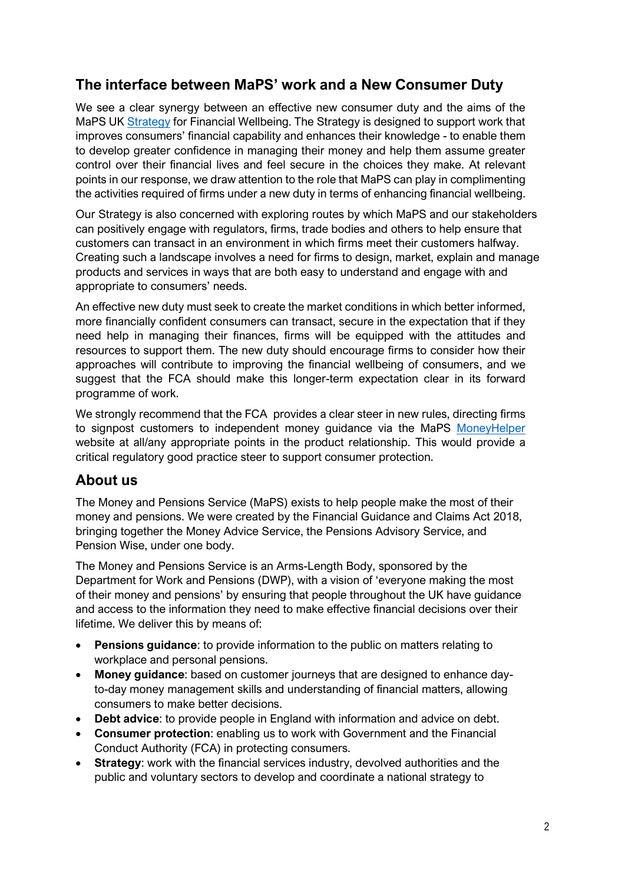## The interface between MaPS' work and a New Consumer Duty

We see a clear synergy between an effective new consumer duty and the aims of the MaPS UK Strategy for Financial Wellbeing. The Strategy is designed to support work that improves consumers' financial capability and enhances their knowledge - to enable them to develop greater confidence in managing their money and help them assume greater control over their financial lives and feel secure in the choices they make. At relevant points in our response, we draw attention to the role that MaPS can play in complimenting the activities required of firms under a new duty in terms of enhancing financial wellbeing.

Our Strategy is also concerned with exploring routes by which MaPS and our stakeholders can positively engage with regulators, firms, trade bodies and others to help ensure that customers can transact in an environment in which firms meet their customers halfway. Creating such a landscape involves a need for firms to design, market, explain and manage products and services in ways that are both easy to understand and engage with and appropriate to consumers' needs.

An effective new duty must seek to create the market conditions in which better informed, more financially confident consumers can transact, secure in the expectation that if they need help in managing their finances, firms will be equipped with the attitudes and resources to support them. The new duty should encourage firms to consider how their approaches will contribute to improving the financial wellbeing of consumers, and we suggest that the FCA should make this longer-term expectation clear in its forward programme of work.

We strongly recommend that the FCA provides a clear steer in new rules, directing firms to signpost customers to independent money guidance via the MaPS MoneyHelper website at all/any appropriate points in the product relationship. This would provide a critical regulatory good practice steer to support consumer protection.

## About us

The Money and Pensions Service (MaPS) exists to help people make the most of their money and pensions. We were created by the Financial Guidance and Claims Act 2018, bringing together the Money Advice Service, the Pensions Advisory Service, and Pension Wise, under one body.

The Money and Pensions Service is an Arms-Length Body, sponsored by the Department for Work and Pensions (DWP), with a vision of 'everyone making the most of their money and pensions' by ensuring that people throughout the UK have guidance and access to the information they need to make effective financial decisions over their lifetime. We deliver this by means of:

- **Pensions guidance**: to provide information to the public on matters relating to workplace and personal pensions.
- **Money guidance**: based on customer journeys that are designed to enhance day-to-day money management skills and understanding of financial matters, allowing consumers to make better decisions.
- **Debt advice**: to provide people in England with information and advice on debt.
- **Consumer protection**: enabling us to work with Government and the Financial Conduct Authority (FCA) in protecting consumers.
- **Strategy**: work with the financial services industry, devolved authorities and the public and voluntary sectors to develop and coordinate a national strategy to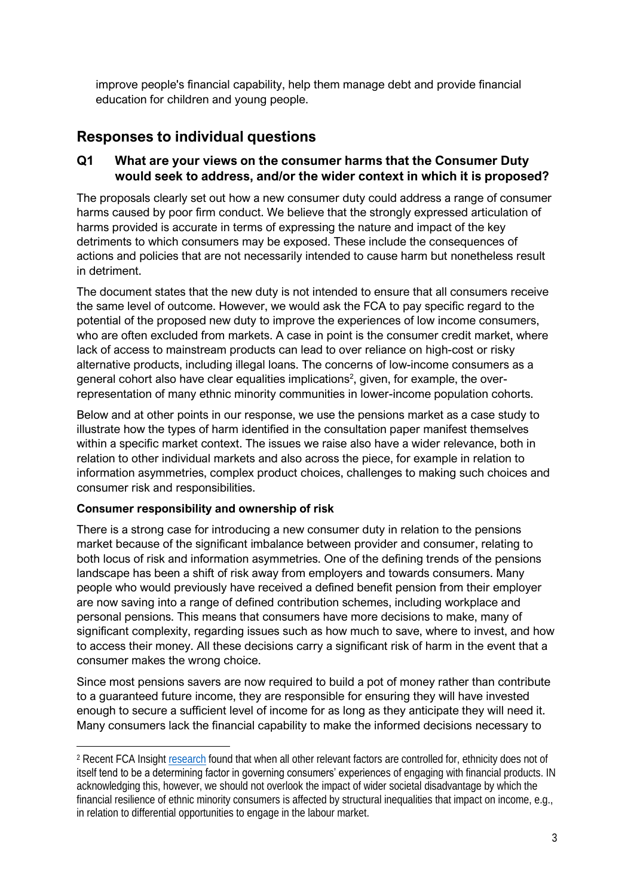improve people's financial capability, help them manage debt and provide financial education for children and young people.

## Responses to individual questions

### Q1 What are your views on the consumer harms that the Consumer Duty would seek to address, and/or the wider context in which it is proposed?

The proposals clearly set out how a new consumer duty could address a range of consumer harms caused by poor firm conduct. We believe that the strongly expressed articulation of harms provided is accurate in terms of expressing the nature and impact of the key detriments to which consumers may be exposed. These include the consequences of actions and policies that are not necessarily intended to cause harm but nonetheless result in detriment.

The document states that the new duty is not intended to ensure that all consumers receive the same level of outcome. However, we would ask the FCA to pay specific regard to the potential of the proposed new duty to improve the experiences of low income consumers, who are often excluded from markets. A case in point is the consumer credit market, where lack of access to mainstream products can lead to over reliance on high-cost or risky alternative products, including illegal loans. The concerns of low-income consumers as a general cohort also have clear equalities implications[2], given, for example, the over-representation of many ethnic minority communities in lower-income population cohorts.

Below and at other points in our response, we use the pensions market as a case study to illustrate how the types of harm identified in the consultation paper manifest themselves within a specific market context. The issues we raise also have a wider relevance, both in relation to other individual markets and also across the piece, for example in relation to information asymmetries, complex product choices, challenges to making such choices and consumer risk and responsibilities.

**Consumer responsibility and ownership of risk**

There is a strong case for introducing a new consumer duty in relation to the pensions market because of the significant imbalance between provider and consumer, relating to both locus of risk and information asymmetries. One of the defining trends of the pensions landscape has been a shift of risk away from employers and towards consumers. Many people who would previously have received a defined benefit pension from their employer are now saving into a range of defined contribution schemes, including workplace and personal pensions. This means that consumers have more decisions to make, many of significant complexity, regarding issues such as how much to save, where to invest, and how to access their money. All these decisions carry a significant risk of harm in the event that a consumer makes the wrong choice.

Since most pensions savers are now required to build a pot of money rather than contribute to a guaranteed future income, they are responsible for ensuring they will have invested enough to secure a sufficient level of income for as long as they anticipate they will need it. Many consumers lack the financial capability to make the informed decisions necessary to

---

[2] Recent FCA Insight research found that when all other relevant factors are controlled for, ethnicity does not of itself tend to be a determining factor in governing consumers' experiences of engaging with financial products. IN acknowledging this, however, we should not overlook the impact of wider societal disadvantage by which the financial resilience of ethnic minority consumers is affected by structural inequalities that impact on income, e.g., in relation to differential opportunities to engage in the labour market.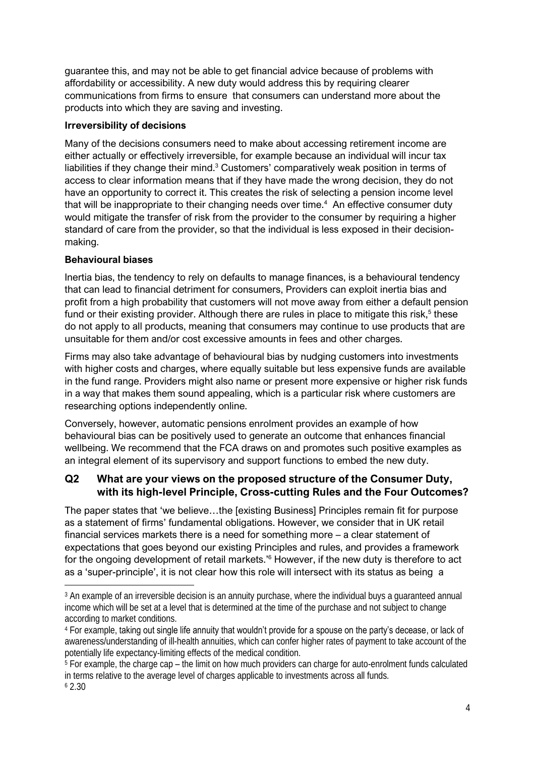guarantee this, and may not be able to get financial advice because of problems with affordability or accessibility. A new duty would address this by requiring clearer communications from firms to ensure that consumers can understand more about the products into which they are saving and investing.

**Irreversibility of decisions**

Many of the decisions consumers need to make about accessing retirement income are either actually or effectively irreversible, for example because an individual will incur tax liabilities if they change their mind.[3] Customers' comparatively weak position in terms of access to clear information means that if they have made the wrong decision, they do not have an opportunity to correct it. This creates the risk of selecting a pension income level that will be inappropriate to their changing needs over time.[4] An effective consumer duty would mitigate the transfer of risk from the provider to the consumer by requiring a higher standard of care from the provider, so that the individual is less exposed in their decision-making.

**Behavioural biases**

Inertia bias, the tendency to rely on defaults to manage finances, is a behavioural tendency that can lead to financial detriment for consumers, Providers can exploit inertia bias and profit from a high probability that customers will not move away from either a default pension fund or their existing provider. Although there are rules in place to mitigate this risk,[5] these do not apply to all products, meaning that consumers may continue to use products that are unsuitable for them and/or cost excessive amounts in fees and other charges.

Firms may also take advantage of behavioural bias by nudging customers into investments with higher costs and charges, where equally suitable but less expensive funds are available in the fund range. Providers might also name or present more expensive or higher risk funds in a way that makes them sound appealing, which is a particular risk where customers are researching options independently online.

Conversely, however, automatic pensions enrolment provides an example of how behavioural bias can be positively used to generate an outcome that enhances financial wellbeing. We recommend that the FCA draws on and promotes such positive examples as an integral element of its supervisory and support functions to embed the new duty.

## Q2 What are your views on the proposed structure of the Consumer Duty, with its high-level Principle, Cross-cutting Rules and the Four Outcomes?

The paper states that 'we believe…the [existing Business] Principles remain fit for purpose as a statement of firms' fundamental obligations. However, we consider that in UK retail financial services markets there is a need for something more – a clear statement of expectations that goes beyond our existing Principles and rules, and provides a framework for the ongoing development of retail markets.'[6] However, if the new duty is therefore to act as a 'super-principle', it is not clear how this role will intersect with its status as being a

---

[3] An example of an irreversible decision is an annuity purchase, where the individual buys a guaranteed annual income which will be set at a level that is determined at the time of the purchase and not subject to change according to market conditions.

[4] For example, taking out single life annuity that wouldn't provide for a spouse on the party's decease, or lack of awareness/understanding of ill-health annuities, which can confer higher rates of payment to take account of the potentially life expectancy-limiting effects of the medical condition.

[5] For example, the charge cap – the limit on how much providers can charge for auto-enrolment funds calculated in terms relative to the average level of charges applicable to investments across all funds.

[6] 2.30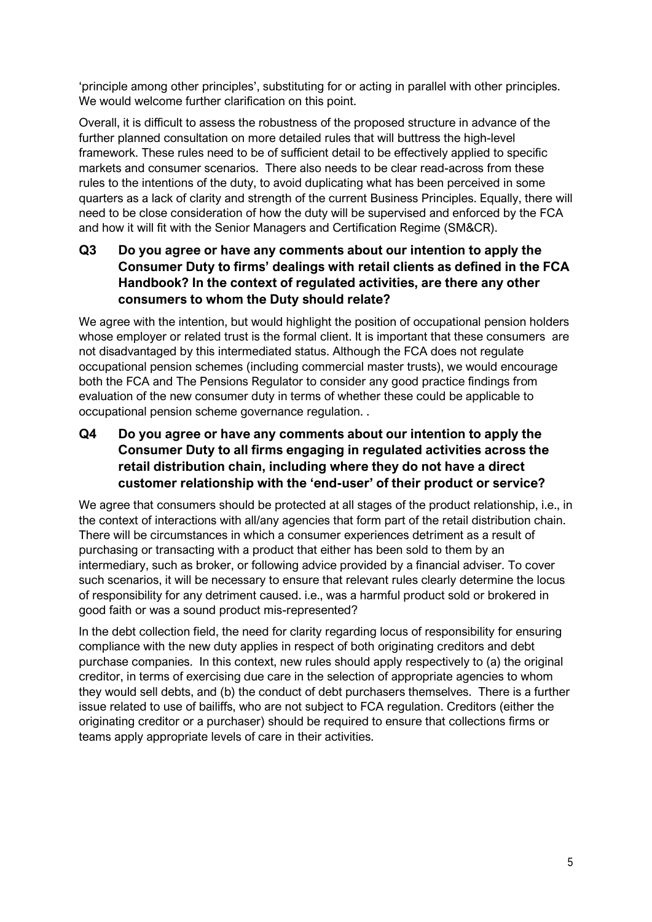'principle among other principles', substituting for or acting in parallel with other principles. We would welcome further clarification on this point.

Overall, it is difficult to assess the robustness of the proposed structure in advance of the further planned consultation on more detailed rules that will buttress the high-level framework. These rules need to be of sufficient detail to be effectively applied to specific markets and consumer scenarios. There also needs to be clear read-across from these rules to the intentions of the duty, to avoid duplicating what has been perceived in some quarters as a lack of clarity and strength of the current Business Principles. Equally, there will need to be close consideration of how the duty will be supervised and enforced by the FCA and how it will fit with the Senior Managers and Certification Regime (SM&CR).

### Q3 Do you agree or have any comments about our intention to apply the Consumer Duty to firms' dealings with retail clients as defined in the FCA Handbook? In the context of regulated activities, are there any other consumers to whom the Duty should relate?

We agree with the intention, but would highlight the position of occupational pension holders whose employer or related trust is the formal client. It is important that these consumers are not disadvantaged by this intermediated status. Although the FCA does not regulate occupational pension schemes (including commercial master trusts), we would encourage both the FCA and The Pensions Regulator to consider any good practice findings from evaluation of the new consumer duty in terms of whether these could be applicable to occupational pension scheme governance regulation. .

### Q4 Do you agree or have any comments about our intention to apply the Consumer Duty to all firms engaging in regulated activities across the retail distribution chain, including where they do not have a direct customer relationship with the 'end-user' of their product or service?

We agree that consumers should be protected at all stages of the product relationship, i.e., in the context of interactions with all/any agencies that form part of the retail distribution chain. There will be circumstances in which a consumer experiences detriment as a result of purchasing or transacting with a product that either has been sold to them by an intermediary, such as broker, or following advice provided by a financial adviser. To cover such scenarios, it will be necessary to ensure that relevant rules clearly determine the locus of responsibility for any detriment caused. i.e., was a harmful product sold or brokered in good faith or was a sound product mis-represented?

In the debt collection field, the need for clarity regarding locus of responsibility for ensuring compliance with the new duty applies in respect of both originating creditors and debt purchase companies. In this context, new rules should apply respectively to (a) the original creditor, in terms of exercising due care in the selection of appropriate agencies to whom they would sell debts, and (b) the conduct of debt purchasers themselves. There is a further issue related to use of bailiffs, who are not subject to FCA regulation. Creditors (either the originating creditor or a purchaser) should be required to ensure that collections firms or teams apply appropriate levels of care in their activities.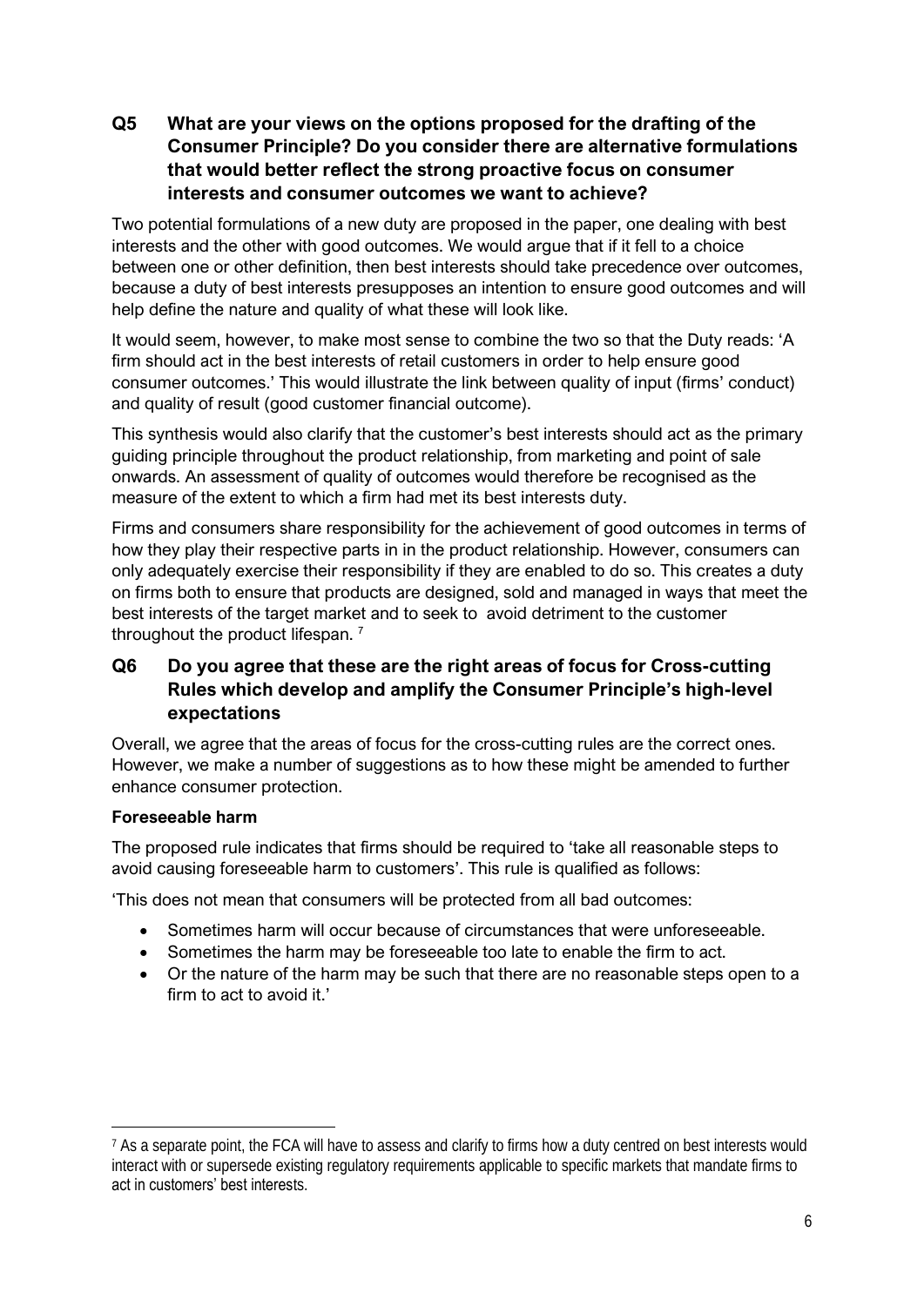## Q5 What are your views on the options proposed for the drafting of the Consumer Principle? Do you consider there are alternative formulations that would better reflect the strong proactive focus on consumer interests and consumer outcomes we want to achieve?

Two potential formulations of a new duty are proposed in the paper, one dealing with best interests and the other with good outcomes. We would argue that if it fell to a choice between one or other definition, then best interests should take precedence over outcomes, because a duty of best interests presupposes an intention to ensure good outcomes and will help define the nature and quality of what these will look like.

It would seem, however, to make most sense to combine the two so that the Duty reads: 'A firm should act in the best interests of retail customers in order to help ensure good consumer outcomes.' This would illustrate the link between quality of input (firms' conduct) and quality of result (good customer financial outcome).

This synthesis would also clarify that the customer's best interests should act as the primary guiding principle throughout the product relationship, from marketing and point of sale onwards. An assessment of quality of outcomes would therefore be recognised as the measure of the extent to which a firm had met its best interests duty.

Firms and consumers share responsibility for the achievement of good outcomes in terms of how they play their respective parts in in the product relationship. However, consumers can only adequately exercise their responsibility if they are enabled to do so. This creates a duty on firms both to ensure that products are designed, sold and managed in ways that meet the best interests of the target market and to seek to avoid detriment to the customer throughout the product lifespan. [7]

## Q6 Do you agree that these are the right areas of focus for Cross-cutting Rules which develop and amplify the Consumer Principle's high-level expectations

Overall, we agree that the areas of focus for the cross-cutting rules are the correct ones. However, we make a number of suggestions as to how these might be amended to further enhance consumer protection.

**Foreseeable harm**

The proposed rule indicates that firms should be required to 'take all reasonable steps to avoid causing foreseeable harm to customers'. This rule is qualified as follows:

'This does not mean that consumers will be protected from all bad outcomes:

- Sometimes harm will occur because of circumstances that were unforeseeable.
- Sometimes the harm may be foreseeable too late to enable the firm to act.
- Or the nature of the harm may be such that there are no reasonable steps open to a firm to act to avoid it.'

---

[7] As a separate point, the FCA will have to assess and clarify to firms how a duty centred on best interests would interact with or supersede existing regulatory requirements applicable to specific markets that mandate firms to act in customers' best interests.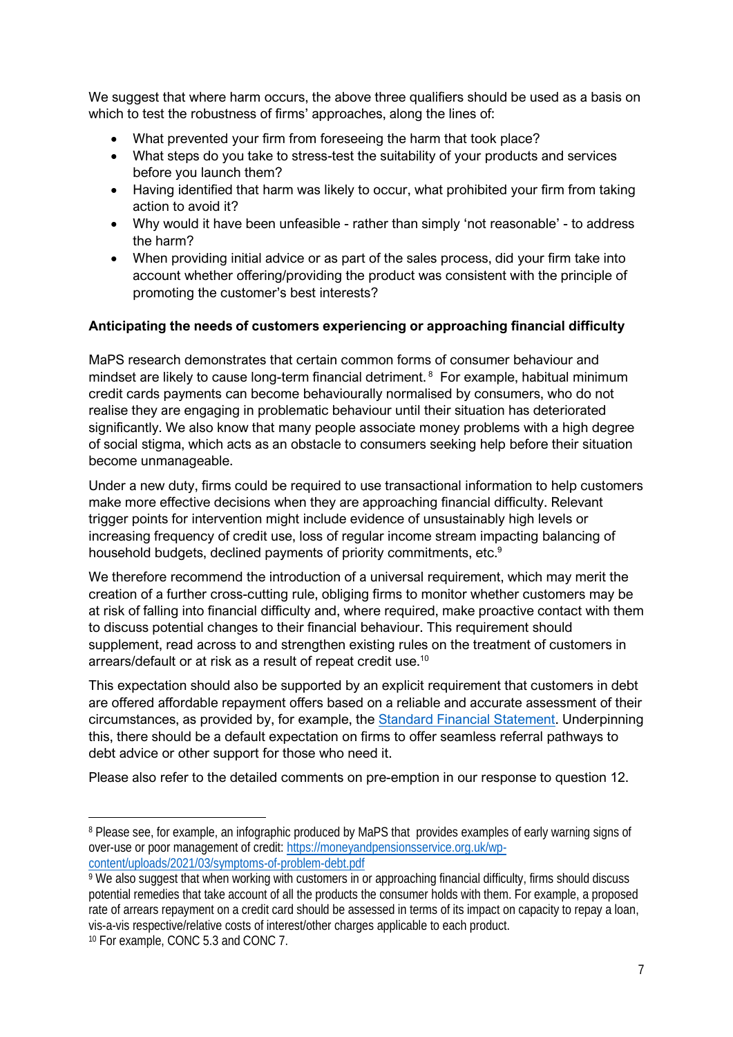We suggest that where harm occurs, the above three qualifiers should be used as a basis on which to test the robustness of firms' approaches, along the lines of:

- What prevented your firm from foreseeing the harm that took place?
- What steps do you take to stress-test the suitability of your products and services before you launch them?
- Having identified that harm was likely to occur, what prohibited your firm from taking action to avoid it?
- Why would it have been unfeasible - rather than simply 'not reasonable' - to address the harm?
- When providing initial advice or as part of the sales process, did your firm take into account whether offering/providing the product was consistent with the principle of promoting the customer's best interests?

**Anticipating the needs of customers experiencing or approaching financial difficulty**

MaPS research demonstrates that certain common forms of consumer behaviour and mindset are likely to cause long-term financial detriment.[8] For example, habitual minimum credit cards payments can become behaviourally normalised by consumers, who do not realise they are engaging in problematic behaviour until their situation has deteriorated significantly. We also know that many people associate money problems with a high degree of social stigma, which acts as an obstacle to consumers seeking help before their situation become unmanageable.

Under a new duty, firms could be required to use transactional information to help customers make more effective decisions when they are approaching financial difficulty. Relevant trigger points for intervention might include evidence of unsustainably high levels or increasing frequency of credit use, loss of regular income stream impacting balancing of household budgets, declined payments of priority commitments, etc.[9]

We therefore recommend the introduction of a universal requirement, which may merit the creation of a further cross-cutting rule, obliging firms to monitor whether customers may be at risk of falling into financial difficulty and, where required, make proactive contact with them to discuss potential changes to their financial behaviour. This requirement should supplement, read across to and strengthen existing rules on the treatment of customers in arrears/default or at risk as a result of repeat credit use.[10]

This expectation should also be supported by an explicit requirement that customers in debt are offered affordable repayment offers based on a reliable and accurate assessment of their circumstances, as provided by, for example, the [Standard Financial Statement](). Underpinning this, there should be a default expectation on firms to offer seamless referral pathways to debt advice or other support for those who need it.

Please also refer to the detailed comments on pre-emption in our response to question 12.

---

[8] Please see, for example, an infographic produced by MaPS that provides examples of early warning signs of over-use or poor management of credit: https://moneyandpensionsservice.org.uk/wp-content/uploads/2021/03/symptoms-of-problem-debt.pdf

[9] We also suggest that when working with customers in or approaching financial difficulty, firms should discuss potential remedies that take account of all the products the consumer holds with them. For example, a proposed rate of arrears repayment on a credit card should be assessed in terms of its impact on capacity to repay a loan, vis-a-vis respective/relative costs of interest/other charges applicable to each product.

[10] For example, CONC 5.3 and CONC 7.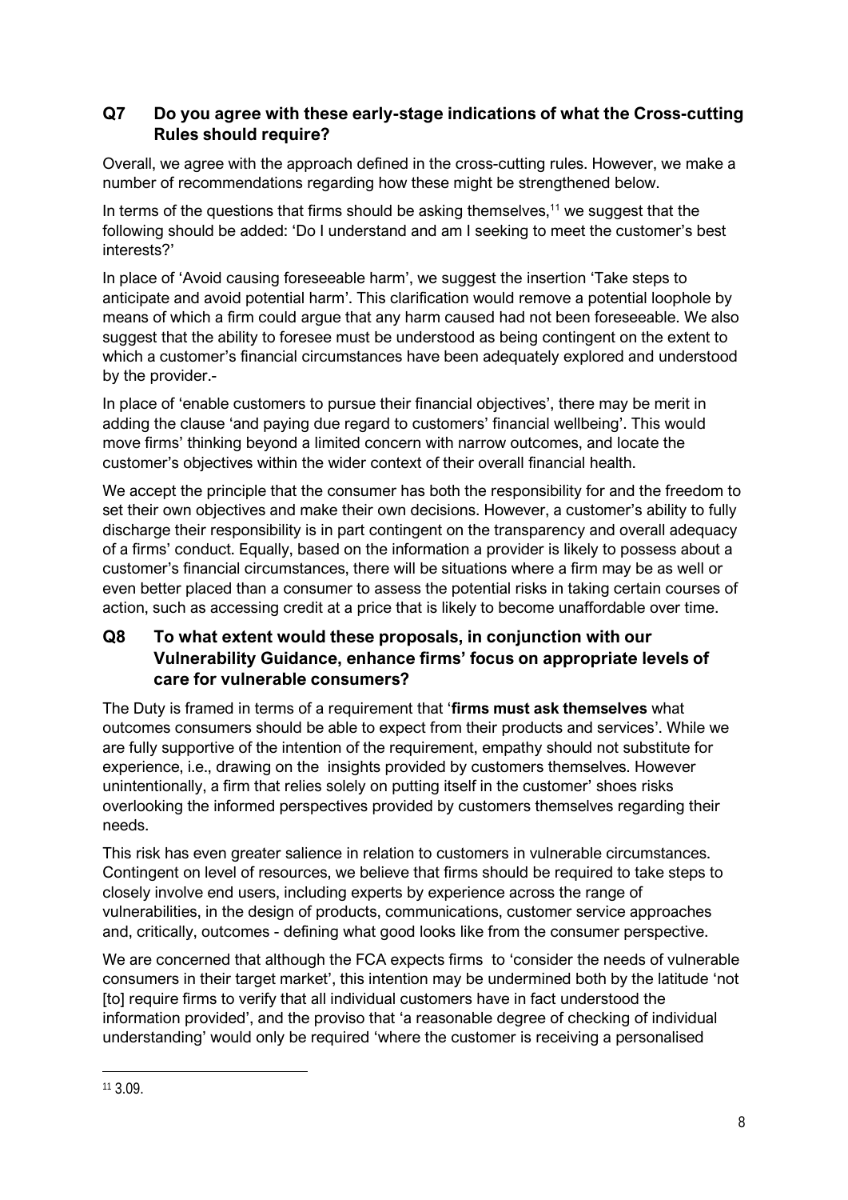## Q7 Do you agree with these early-stage indications of what the Cross-cutting Rules should require?

Overall, we agree with the approach defined in the cross-cutting rules. However, we make a number of recommendations regarding how these might be strengthened below.

In terms of the questions that firms should be asking themselves,[11] we suggest that the following should be added: 'Do I understand and am I seeking to meet the customer's best interests?'

In place of 'Avoid causing foreseeable harm', we suggest the insertion 'Take steps to anticipate and avoid potential harm'. This clarification would remove a potential loophole by means of which a firm could argue that any harm caused had not been foreseeable. We also suggest that the ability to foresee must be understood as being contingent on the extent to which a customer's financial circumstances have been adequately explored and understood by the provider.-

In place of 'enable customers to pursue their financial objectives', there may be merit in adding the clause 'and paying due regard to customers' financial wellbeing'. This would move firms' thinking beyond a limited concern with narrow outcomes, and locate the customer's objectives within the wider context of their overall financial health.

We accept the principle that the consumer has both the responsibility for and the freedom to set their own objectives and make their own decisions. However, a customer's ability to fully discharge their responsibility is in part contingent on the transparency and overall adequacy of a firms' conduct. Equally, based on the information a provider is likely to possess about a customer's financial circumstances, there will be situations where a firm may be as well or even better placed than a consumer to assess the potential risks in taking certain courses of action, such as accessing credit at a price that is likely to become unaffordable over time.

## Q8 To what extent would these proposals, in conjunction with our Vulnerability Guidance, enhance firms' focus on appropriate levels of care for vulnerable consumers?

The Duty is framed in terms of a requirement that '**firms must ask themselves** what outcomes consumers should be able to expect from their products and services'. While we are fully supportive of the intention of the requirement, empathy should not substitute for experience, i.e., drawing on the insights provided by customers themselves. However unintentionally, a firm that relies solely on putting itself in the customer' shoes risks overlooking the informed perspectives provided by customers themselves regarding their needs.

This risk has even greater salience in relation to customers in vulnerable circumstances. Contingent on level of resources, we believe that firms should be required to take steps to closely involve end users, including experts by experience across the range of vulnerabilities, in the design of products, communications, customer service approaches and, critically, outcomes - defining what good looks like from the consumer perspective.

We are concerned that although the FCA expects firms to 'consider the needs of vulnerable consumers in their target market', this intention may be undermined both by the latitude 'not [to] require firms to verify that all individual customers have in fact understood the information provided', and the proviso that 'a reasonable degree of checking of individual understanding' would only be required 'where the customer is receiving a personalised

[11] 3.09.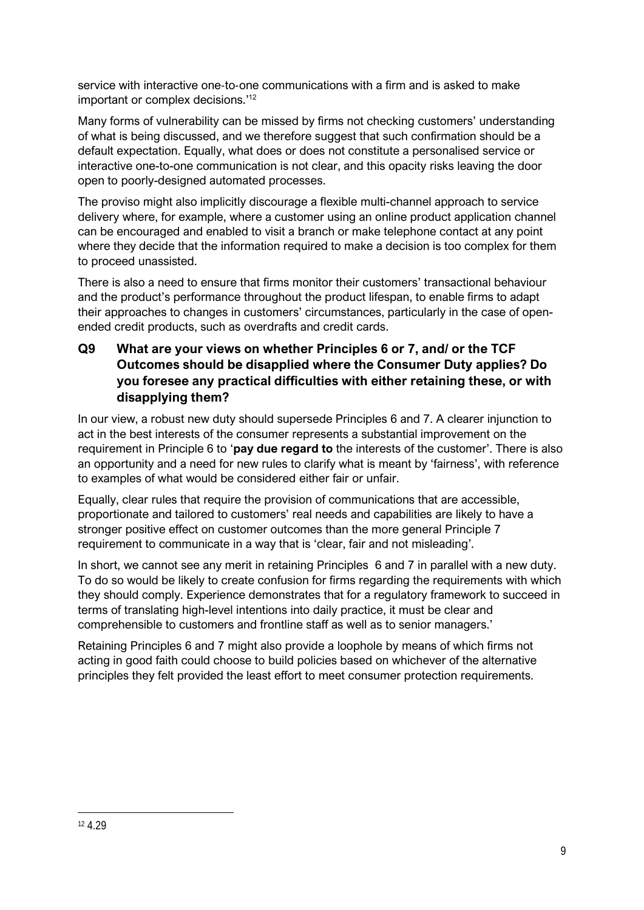service with interactive one-to-one communications with a firm and is asked to make important or complex decisions.'[12]

Many forms of vulnerability can be missed by firms not checking customers' understanding of what is being discussed, and we therefore suggest that such confirmation should be a default expectation. Equally, what does or does not constitute a personalised service or interactive one-to-one communication is not clear, and this opacity risks leaving the door open to poorly-designed automated processes.

The proviso might also implicitly discourage a flexible multi-channel approach to service delivery where, for example, where a customer using an online product application channel can be encouraged and enabled to visit a branch or make telephone contact at any point where they decide that the information required to make a decision is too complex for them to proceed unassisted.

There is also a need to ensure that firms monitor their customers' transactional behaviour and the product's performance throughout the product lifespan, to enable firms to adapt their approaches to changes in customers' circumstances, particularly in the case of open-ended credit products, such as overdrafts and credit cards.

### Q9 What are your views on whether Principles 6 or 7, and/ or the TCF Outcomes should be disapplied where the Consumer Duty applies? Do you foresee any practical difficulties with either retaining these, or with disapplying them?

In our view, a robust new duty should supersede Principles 6 and 7. A clearer injunction to act in the best interests of the consumer represents a substantial improvement on the requirement in Principle 6 to '**pay due regard to** the interests of the customer'. There is also an opportunity and a need for new rules to clarify what is meant by 'fairness', with reference to examples of what would be considered either fair or unfair.

Equally, clear rules that require the provision of communications that are accessible, proportionate and tailored to customers' real needs and capabilities are likely to have a stronger positive effect on customer outcomes than the more general Principle 7 requirement to communicate in a way that is 'clear, fair and not misleading'.

In short, we cannot see any merit in retaining Principles 6 and 7 in parallel with a new duty. To do so would be likely to create confusion for firms regarding the requirements with which they should comply. Experience demonstrates that for a regulatory framework to succeed in terms of translating high-level intentions into daily practice, it must be clear and comprehensible to customers and frontline staff as well as to senior managers.'

Retaining Principles 6 and 7 might also provide a loophole by means of which firms not acting in good faith could choose to build policies based on whichever of the alternative principles they felt provided the least effort to meet consumer protection requirements.

---

[12] 4.29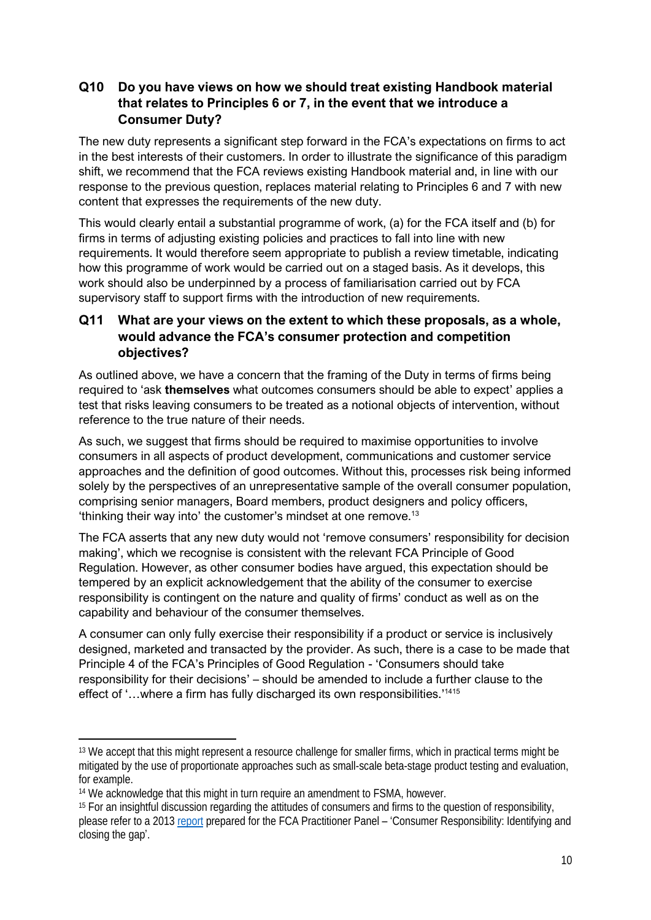### Q10 Do you have views on how we should treat existing Handbook material that relates to Principles 6 or 7, in the event that we introduce a Consumer Duty?

The new duty represents a significant step forward in the FCA's expectations on firms to act in the best interests of their customers. In order to illustrate the significance of this paradigm shift, we recommend that the FCA reviews existing Handbook material and, in line with our response to the previous question, replaces material relating to Principles 6 and 7 with new content that expresses the requirements of the new duty.

This would clearly entail a substantial programme of work, (a) for the FCA itself and (b) for firms in terms of adjusting existing policies and practices to fall into line with new requirements. It would therefore seem appropriate to publish a review timetable, indicating how this programme of work would be carried out on a staged basis. As it develops, this work should also be underpinned by a process of familiarisation carried out by FCA supervisory staff to support firms with the introduction of new requirements.

### Q11 What are your views on the extent to which these proposals, as a whole, would advance the FCA's consumer protection and competition objectives?

As outlined above, we have a concern that the framing of the Duty in terms of firms being required to 'ask **themselves** what outcomes consumers should be able to expect' applies a test that risks leaving consumers to be treated as a notional objects of intervention, without reference to the true nature of their needs.

As such, we suggest that firms should be required to maximise opportunities to involve consumers in all aspects of product development, communications and customer service approaches and the definition of good outcomes. Without this, processes risk being informed solely by the perspectives of an unrepresentative sample of the overall consumer population, comprising senior managers, Board members, product designers and policy officers, 'thinking their way into' the customer's mindset at one remove.[13]

The FCA asserts that any new duty would not 'remove consumers' responsibility for decision making', which we recognise is consistent with the relevant FCA Principle of Good Regulation. However, as other consumer bodies have argued, this expectation should be tempered by an explicit acknowledgement that the ability of the consumer to exercise responsibility is contingent on the nature and quality of firms' conduct as well as on the capability and behaviour of the consumer themselves.

A consumer can only fully exercise their responsibility if a product or service is inclusively designed, marketed and transacted by the provider. As such, there is a case to be made that Principle 4 of the FCA's Principles of Good Regulation - 'Consumers should take responsibility for their decisions' – should be amended to include a further clause to the effect of '…where a firm has fully discharged its own responsibilities.'[14][15]

---

[13] We accept that this might represent a resource challenge for smaller firms, which in practical terms might be mitigated by the use of proportionate approaches such as small-scale beta-stage product testing and evaluation, for example.

[14] We acknowledge that this might in turn require an amendment to FSMA, however.

[15] For an insightful discussion regarding the attitudes of consumers and firms to the question of responsibility, please refer to a 2013 report prepared for the FCA Practitioner Panel – 'Consumer Responsibility: Identifying and closing the gap'.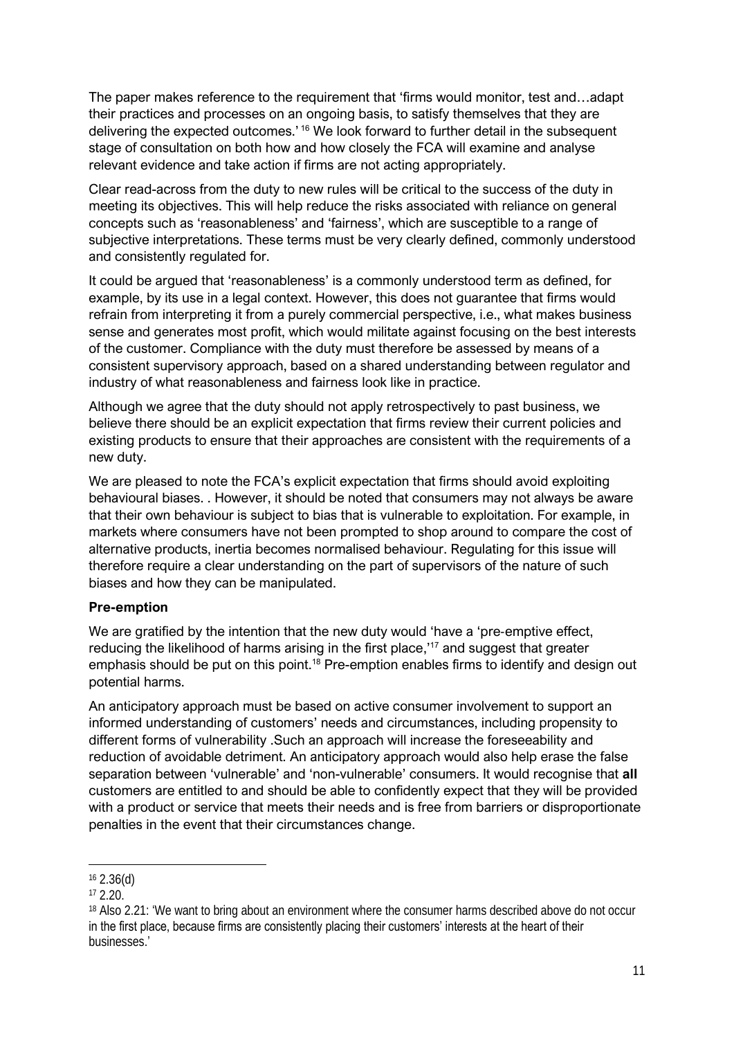The paper makes reference to the requirement that 'firms would monitor, test and…adapt their practices and processes on an ongoing basis, to satisfy themselves that they are delivering the expected outcomes.' [16] We look forward to further detail in the subsequent stage of consultation on both how and how closely the FCA will examine and analyse relevant evidence and take action if firms are not acting appropriately.

Clear read-across from the duty to new rules will be critical to the success of the duty in meeting its objectives. This will help reduce the risks associated with reliance on general concepts such as 'reasonableness' and 'fairness', which are susceptible to a range of subjective interpretations. These terms must be very clearly defined, commonly understood and consistently regulated for.

It could be argued that 'reasonableness' is a commonly understood term as defined, for example, by its use in a legal context. However, this does not guarantee that firms would refrain from interpreting it from a purely commercial perspective, i.e., what makes business sense and generates most profit, which would militate against focusing on the best interests of the customer. Compliance with the duty must therefore be assessed by means of a consistent supervisory approach, based on a shared understanding between regulator and industry of what reasonableness and fairness look like in practice.

Although we agree that the duty should not apply retrospectively to past business, we believe there should be an explicit expectation that firms review their current policies and existing products to ensure that their approaches are consistent with the requirements of a new duty.

We are pleased to note the FCA's explicit expectation that firms should avoid exploiting behavioural biases. . However, it should be noted that consumers may not always be aware that their own behaviour is subject to bias that is vulnerable to exploitation. For example, in markets where consumers have not been prompted to shop around to compare the cost of alternative products, inertia becomes normalised behaviour. Regulating for this issue will therefore require a clear understanding on the part of supervisors of the nature of such biases and how they can be manipulated.

**Pre-emption**

We are gratified by the intention that the new duty would 'have a 'pre-emptive effect, reducing the likelihood of harms arising in the first place,'[17] and suggest that greater emphasis should be put on this point.[18] Pre-emption enables firms to identify and design out potential harms.

An anticipatory approach must be based on active consumer involvement to support an informed understanding of customers' needs and circumstances, including propensity to different forms of vulnerability .Such an approach will increase the foreseeability and reduction of avoidable detriment. An anticipatory approach would also help erase the false separation between 'vulnerable' and 'non-vulnerable' consumers. It would recognise that **all** customers are entitled to and should be able to confidently expect that they will be provided with a product or service that meets their needs and is free from barriers or disproportionate penalties in the event that their circumstances change.

---

[16] 2.36(d)

[17] 2.20.

[18] Also 2.21: 'We want to bring about an environment where the consumer harms described above do not occur in the first place, because firms are consistently placing their customers' interests at the heart of their businesses.'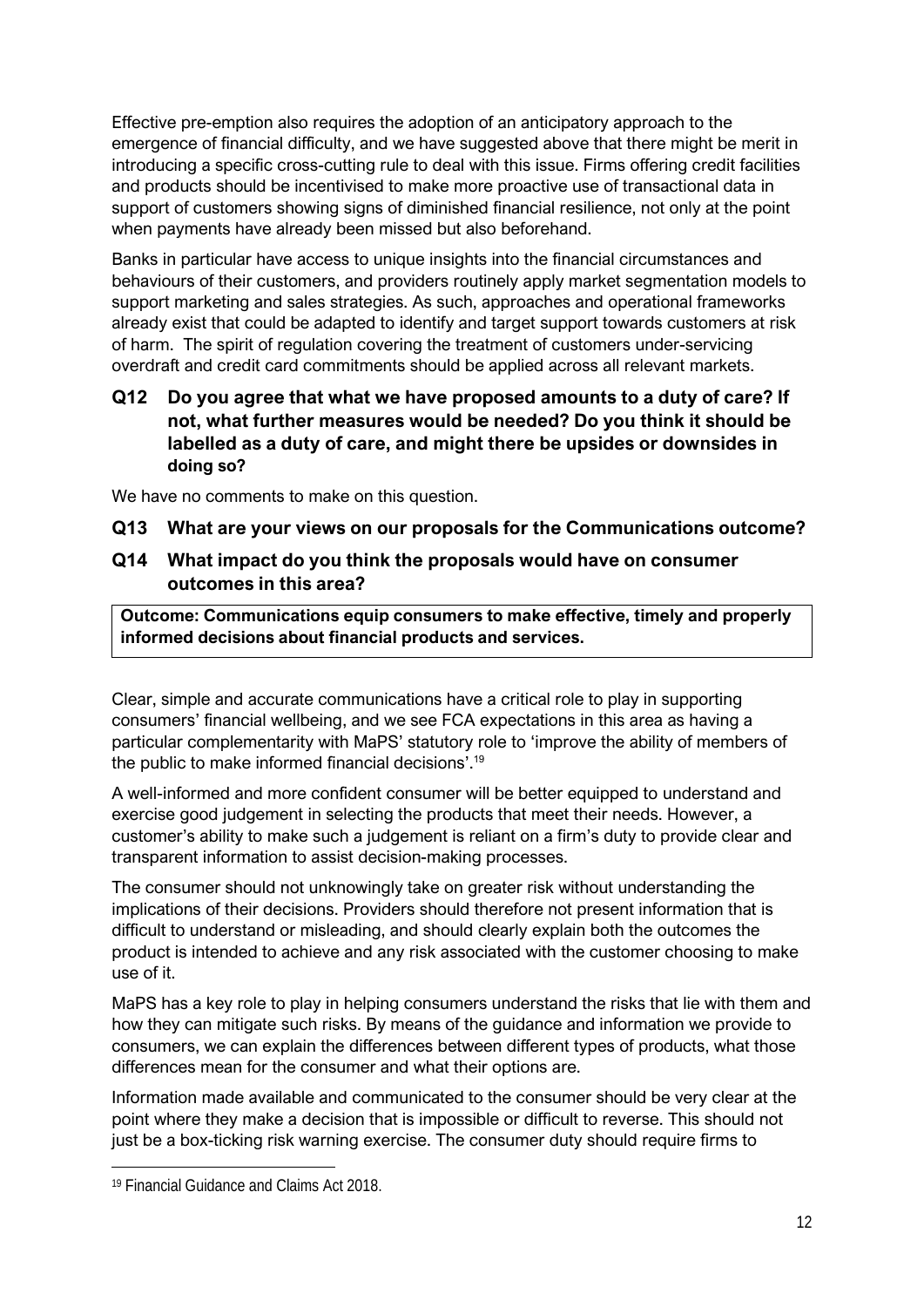Effective pre-emption also requires the adoption of an anticipatory approach to the emergence of financial difficulty, and we have suggested above that there might be merit in introducing a specific cross-cutting rule to deal with this issue. Firms offering credit facilities and products should be incentivised to make more proactive use of transactional data in support of customers showing signs of diminished financial resilience, not only at the point when payments have already been missed but also beforehand.

Banks in particular have access to unique insights into the financial circumstances and behaviours of their customers, and providers routinely apply market segmentation models to support marketing and sales strategies. As such, approaches and operational frameworks already exist that could be adapted to identify and target support towards customers at risk of harm. The spirit of regulation covering the treatment of customers under-servicing overdraft and credit card commitments should be applied across all relevant markets.

**Q12 Do you agree that what we have proposed amounts to a duty of care? If not, what further measures would be needed? Do you think it should be labelled as a duty of care, and might there be upsides or downsides in doing so?**

We have no comments to make on this question.

**Q13 What are your views on our proposals for the Communications outcome?**

**Q14 What impact do you think the proposals would have on consumer outcomes in this area?**

| **Outcome: Communications equip consumers to make effective, timely and properly informed decisions about financial products and services.** |
|---|

Clear, simple and accurate communications have a critical role to play in supporting consumers' financial wellbeing, and we see FCA expectations in this area as having a particular complementarity with MaPS' statutory role to 'improve the ability of members of the public to make informed financial decisions'.[19]

A well-informed and more confident consumer will be better equipped to understand and exercise good judgement in selecting the products that meet their needs. However, a customer's ability to make such a judgement is reliant on a firm's duty to provide clear and transparent information to assist decision-making processes.

The consumer should not unknowingly take on greater risk without understanding the implications of their decisions. Providers should therefore not present information that is difficult to understand or misleading, and should clearly explain both the outcomes the product is intended to achieve and any risk associated with the customer choosing to make use of it.

MaPS has a key role to play in helping consumers understand the risks that lie with them and how they can mitigate such risks. By means of the guidance and information we provide to consumers, we can explain the differences between different types of products, what those differences mean for the consumer and what their options are.

Information made available and communicated to the consumer should be very clear at the point where they make a decision that is impossible or difficult to reverse. This should not just be a box-ticking risk warning exercise. The consumer duty should require firms to

[19] Financial Guidance and Claims Act 2018.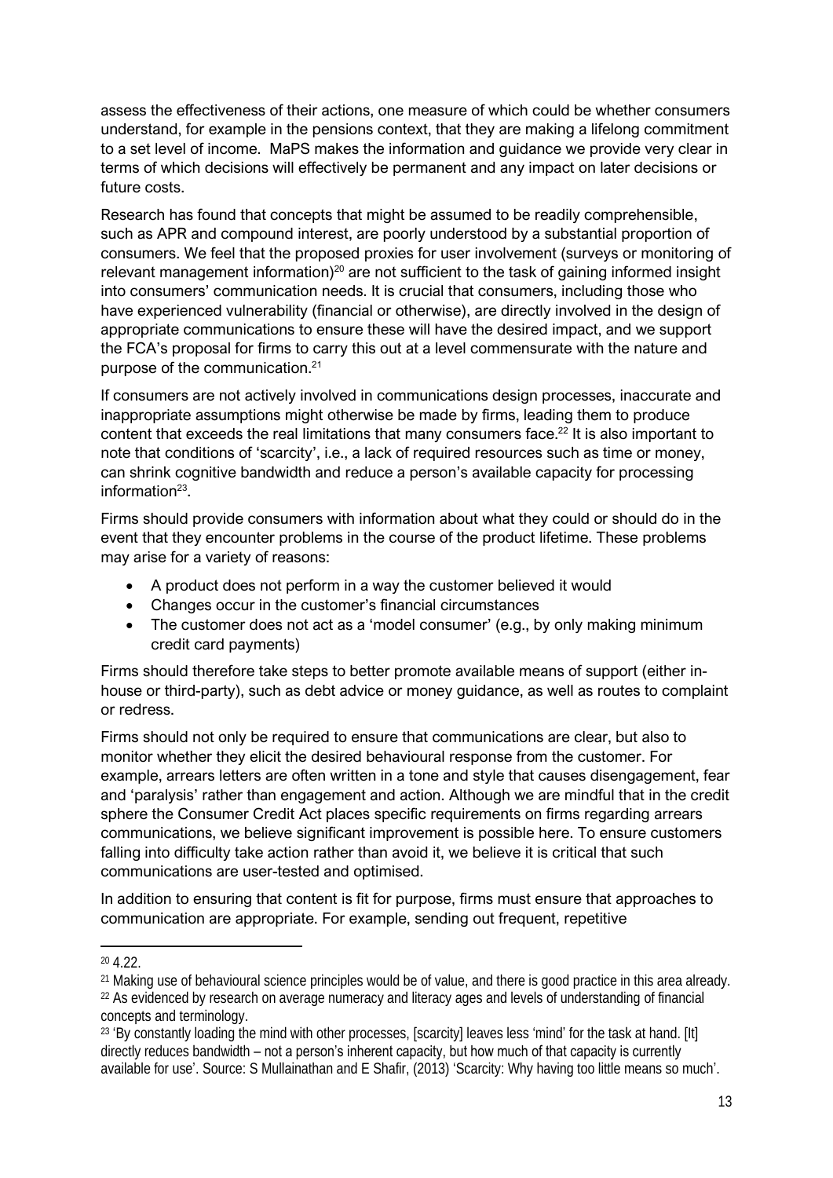assess the effectiveness of their actions, one measure of which could be whether consumers understand, for example in the pensions context, that they are making a lifelong commitment to a set level of income. MaPS makes the information and guidance we provide very clear in terms of which decisions will effectively be permanent and any impact on later decisions or future costs.

Research has found that concepts that might be assumed to be readily comprehensible, such as APR and compound interest, are poorly understood by a substantial proportion of consumers. We feel that the proposed proxies for user involvement (surveys or monitoring of relevant management information)[20] are not sufficient to the task of gaining informed insight into consumers' communication needs. It is crucial that consumers, including those who have experienced vulnerability (financial or otherwise), are directly involved in the design of appropriate communications to ensure these will have the desired impact, and we support the FCA's proposal for firms to carry this out at a level commensurate with the nature and purpose of the communication.[21]

If consumers are not actively involved in communications design processes, inaccurate and inappropriate assumptions might otherwise be made by firms, leading them to produce content that exceeds the real limitations that many consumers face.[22] It is also important to note that conditions of 'scarcity', i.e., a lack of required resources such as time or money, can shrink cognitive bandwidth and reduce a person's available capacity for processing information[23].

Firms should provide consumers with information about what they could or should do in the event that they encounter problems in the course of the product lifetime. These problems may arise for a variety of reasons:

- A product does not perform in a way the customer believed it would
- Changes occur in the customer's financial circumstances
- The customer does not act as a 'model consumer' (e.g., by only making minimum credit card payments)

Firms should therefore take steps to better promote available means of support (either in-house or third-party), such as debt advice or money guidance, as well as routes to complaint or redress.

Firms should not only be required to ensure that communications are clear, but also to monitor whether they elicit the desired behavioural response from the customer. For example, arrears letters are often written in a tone and style that causes disengagement, fear and 'paralysis' rather than engagement and action. Although we are mindful that in the credit sphere the Consumer Credit Act places specific requirements on firms regarding arrears communications, we believe significant improvement is possible here. To ensure customers falling into difficulty take action rather than avoid it, we believe it is critical that such communications are user-tested and optimised.

In addition to ensuring that content is fit for purpose, firms must ensure that approaches to communication are appropriate. For example, sending out frequent, repetitive

---

[20] 4.22.

[21] Making use of behavioural science principles would be of value, and there is good practice in this area already.

[22] As evidenced by research on average numeracy and literacy ages and levels of understanding of financial concepts and terminology.

[23] 'By constantly loading the mind with other processes, [scarcity] leaves less 'mind' for the task at hand. [It] directly reduces bandwidth – not a person's inherent capacity, but how much of that capacity is currently available for use'. Source: S Mullainathan and E Shafir, (2013) 'Scarcity: Why having too little means so much'.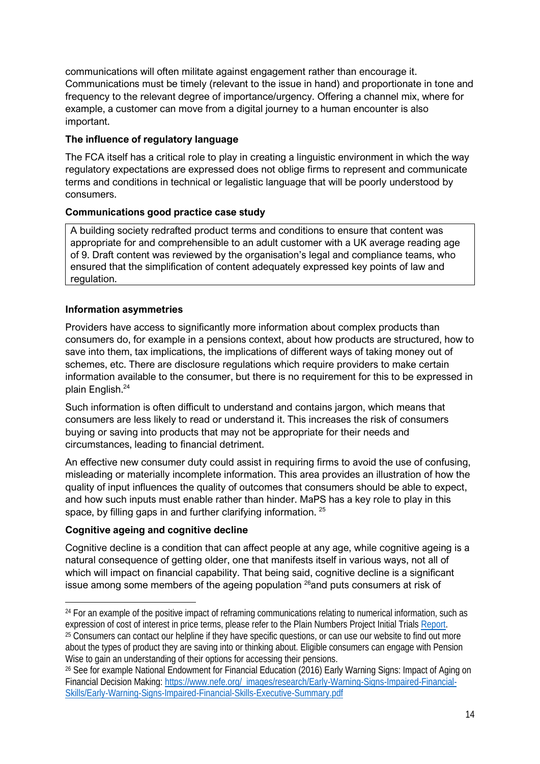communications will often militate against engagement rather than encourage it. Communications must be timely (relevant to the issue in hand) and proportionate in tone and frequency to the relevant degree of importance/urgency. Offering a channel mix, where for example, a customer can move from a digital journey to a human encounter is also important.

**The influence of regulatory language**

The FCA itself has a critical role to play in creating a linguistic environment in which the way regulatory expectations are expressed does not oblige firms to represent and communicate terms and conditions in technical or legalistic language that will be poorly understood by consumers.

**Communications good practice case study**

> A building society redrafted product terms and conditions to ensure that content was appropriate for and comprehensible to an adult customer with a UK average reading age of 9. Draft content was reviewed by the organisation's legal and compliance teams, who ensured that the simplification of content adequately expressed key points of law and regulation.

**Information asymmetries**

Providers have access to significantly more information about complex products than consumers do, for example in a pensions context, about how products are structured, how to save into them, tax implications, the implications of different ways of taking money out of schemes, etc. There are disclosure regulations which require providers to make certain information available to the consumer, but there is no requirement for this to be expressed in plain English.[24]

Such information is often difficult to understand and contains jargon, which means that consumers are less likely to read or understand it. This increases the risk of consumers buying or saving into products that may not be appropriate for their needs and circumstances, leading to financial detriment.

An effective new consumer duty could assist in requiring firms to avoid the use of confusing, misleading or materially incomplete information. This area provides an illustration of how the quality of input influences the quality of outcomes that consumers should be able to expect, and how such inputs must enable rather than hinder. MaPS has a key role to play in this space, by filling gaps in and further clarifying information. [25]

**Cognitive ageing and cognitive decline**

Cognitive decline is a condition that can affect people at any age, while cognitive ageing is a natural consequence of getting older, one that manifests itself in various ways, not all of which will impact on financial capability. That being said, cognitive decline is a significant issue among some members of the ageing population [26]and puts consumers at risk of

---

[24] For an example of the positive impact of reframing communications relating to numerical information, such as expression of cost of interest in price terms, please refer to the Plain Numbers Project Initial Trials Report.

[25] Consumers can contact our helpline if they have specific questions, or can use our website to find out more about the types of product they are saving into or thinking about. Eligible consumers can engage with Pension Wise to gain an understanding of their options for accessing their pensions.

[26] See for example National Endowment for Financial Education (2016) Early Warning Signs: Impact of Aging on Financial Decision Making: https://www.nefe.org/_images/research/Early-Warning-Signs-Impaired-Financial-Skills/Early-Warning-Signs-Impaired-Financial-Skills-Executive-Summary.pdf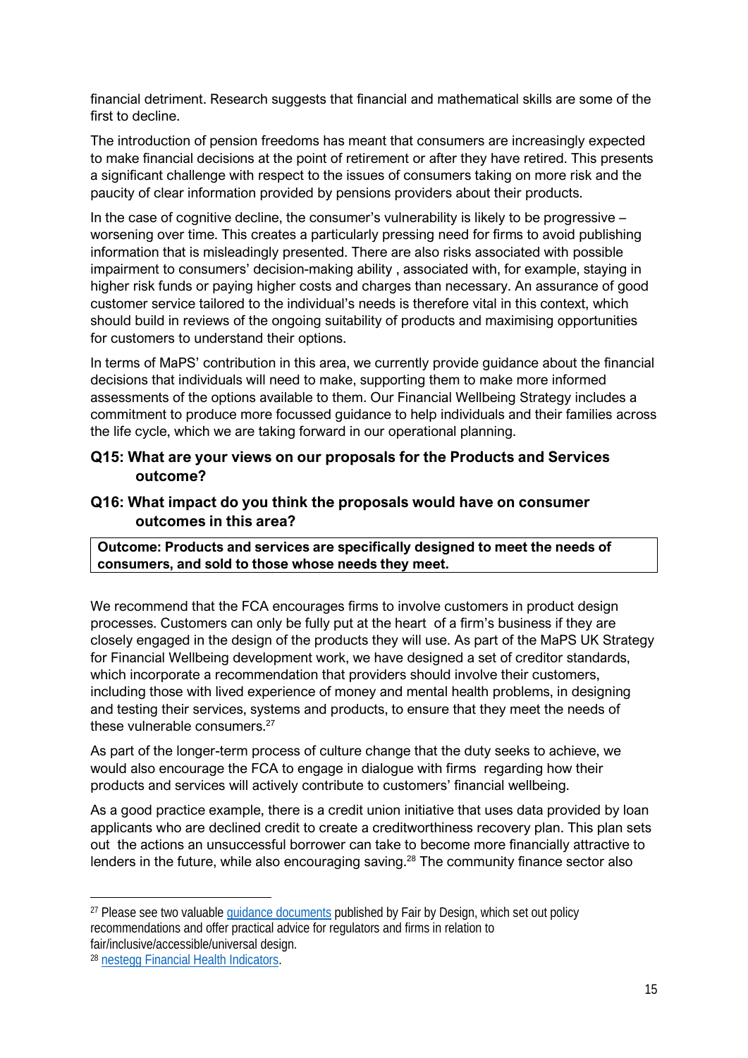financial detriment. Research suggests that financial and mathematical skills are some of the first to decline.

The introduction of pension freedoms has meant that consumers are increasingly expected to make financial decisions at the point of retirement or after they have retired. This presents a significant challenge with respect to the issues of consumers taking on more risk and the paucity of clear information provided by pensions providers about their products.

In the case of cognitive decline, the consumer's vulnerability is likely to be progressive – worsening over time. This creates a particularly pressing need for firms to avoid publishing information that is misleadingly presented. There are also risks associated with possible impairment to consumers' decision-making ability , associated with, for example, staying in higher risk funds or paying higher costs and charges than necessary. An assurance of good customer service tailored to the individual's needs is therefore vital in this context, which should build in reviews of the ongoing suitability of products and maximising opportunities for customers to understand their options.

In terms of MaPS' contribution in this area, we currently provide guidance about the financial decisions that individuals will need to make, supporting them to make more informed assessments of the options available to them. Our Financial Wellbeing Strategy includes a commitment to produce more focussed guidance to help individuals and their families across the life cycle, which we are taking forward in our operational planning.

**Q15: What are your views on our proposals for the Products and Services outcome?**

**Q16: What impact do you think the proposals would have on consumer outcomes in this area?**

| **Outcome: Products and services are specifically designed to meet the needs of consumers, and sold to those whose needs they meet.** |
|---|

We recommend that the FCA encourages firms to involve customers in product design processes. Customers can only be fully put at the heart of a firm's business if they are closely engaged in the design of the products they will use. As part of the MaPS UK Strategy for Financial Wellbeing development work, we have designed a set of creditor standards, which incorporate a recommendation that providers should involve their customers, including those with lived experience of money and mental health problems, in designing and testing their services, systems and products, to ensure that they meet the needs of these vulnerable consumers.[27]

As part of the longer-term process of culture change that the duty seeks to achieve, we would also encourage the FCA to engage in dialogue with firms regarding how their products and services will actively contribute to customers' financial wellbeing.

As a good practice example, there is a credit union initiative that uses data provided by loan applicants who are declined credit to create a creditworthiness recovery plan. This plan sets out the actions an unsuccessful borrower can take to become more financially attractive to lenders in the future, while also encouraging saving.[28] The community finance sector also

---

[27] Please see two valuable guidance documents published by Fair by Design, which set out policy recommendations and offer practical advice for regulators and firms in relation to fair/inclusive/accessible/universal design.

[28] nestegg Financial Health Indicators.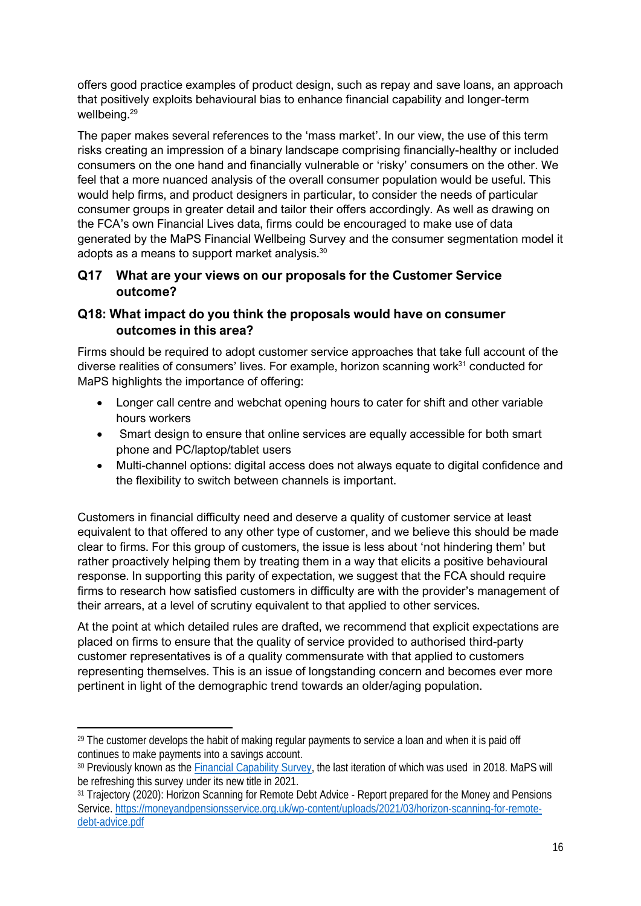offers good practice examples of product design, such as repay and save loans, an approach that positively exploits behavioural bias to enhance financial capability and longer-term wellbeing.[29]

The paper makes several references to the 'mass market'. In our view, the use of this term risks creating an impression of a binary landscape comprising financially-healthy or included consumers on the one hand and financially vulnerable or 'risky' consumers on the other. We feel that a more nuanced analysis of the overall consumer population would be useful. This would help firms, and product designers in particular, to consider the needs of particular consumer groups in greater detail and tailor their offers accordingly. As well as drawing on the FCA's own Financial Lives data, firms could be encouraged to make use of data generated by the MaPS Financial Wellbeing Survey and the consumer segmentation model it adopts as a means to support market analysis.[30]

### Q17 What are your views on our proposals for the Customer Service outcome?

### Q18: What impact do you think the proposals would have on consumer outcomes in this area?

Firms should be required to adopt customer service approaches that take full account of the diverse realities of consumers' lives. For example, horizon scanning work[31] conducted for MaPS highlights the importance of offering:

- Longer call centre and webchat opening hours to cater for shift and other variable hours workers
- Smart design to ensure that online services are equally accessible for both smart phone and PC/laptop/tablet users
- Multi-channel options: digital access does not always equate to digital confidence and the flexibility to switch between channels is important.

Customers in financial difficulty need and deserve a quality of customer service at least equivalent to that offered to any other type of customer, and we believe this should be made clear to firms. For this group of customers, the issue is less about 'not hindering them' but rather proactively helping them by treating them in a way that elicits a positive behavioural response. In supporting this parity of expectation, we suggest that the FCA should require firms to research how satisfied customers in difficulty are with the provider's management of their arrears, at a level of scrutiny equivalent to that applied to other services.

At the point at which detailed rules are drafted, we recommend that explicit expectations are placed on firms to ensure that the quality of service provided to authorised third-party customer representatives is of a quality commensurate with that applied to customers representing themselves. This is an issue of longstanding concern and becomes ever more pertinent in light of the demographic trend towards an older/aging population.

---

[29] The customer develops the habit of making regular payments to service a loan and when it is paid off continues to make payments into a savings account.

[30] Previously known as the [Financial Capability Survey](), the last iteration of which was used in 2018. MaPS will be refreshing this survey under its new title in 2021.

[31] Trajectory (2020): Horizon Scanning for Remote Debt Advice - Report prepared for the Money and Pensions Service. https://moneyandpensionsservice.org.uk/wp-content/uploads/2021/03/horizon-scanning-for-remote-debt-advice.pdf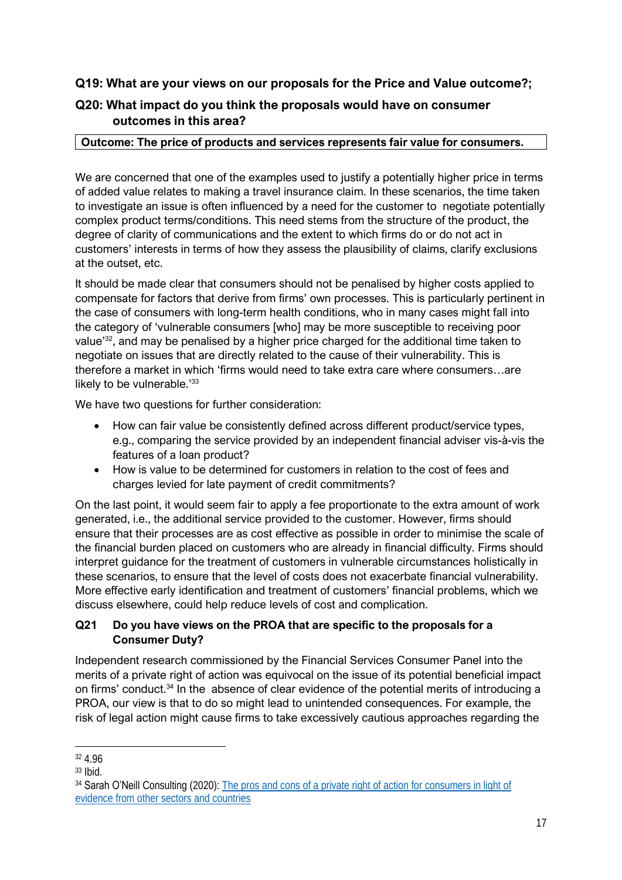**Q19: What are your views on our proposals for the Price and Value outcome?;**

**Q20: What impact do you think the proposals would have on consumer outcomes in this area?**

| **Outcome: The price of products and services represents fair value for consumers.** |
|---|

We are concerned that one of the examples used to justify a potentially higher price in terms of added value relates to making a travel insurance claim. In these scenarios, the time taken to investigate an issue is often influenced by a need for the customer to negotiate potentially complex product terms/conditions. This need stems from the structure of the product, the degree of clarity of communications and the extent to which firms do or do not act in customers' interests in terms of how they assess the plausibility of claims, clarify exclusions at the outset, etc.

It should be made clear that consumers should not be penalised by higher costs applied to compensate for factors that derive from firms' own processes. This is particularly pertinent in the case of consumers with long-term health conditions, who in many cases might fall into the category of 'vulnerable consumers [who] may be more susceptible to receiving poor value'[32], and may be penalised by a higher price charged for the additional time taken to negotiate on issues that are directly related to the cause of their vulnerability. This is therefore a market in which 'firms would need to take extra care where consumers…are likely to be vulnerable.'[33]

We have two questions for further consideration:

- How can fair value be consistently defined across different product/service types, e.g., comparing the service provided by an independent financial adviser vis-à-vis the features of a loan product?
- How is value to be determined for customers in relation to the cost of fees and charges levied for late payment of credit commitments?

On the last point, it would seem fair to apply a fee proportionate to the extra amount of work generated, i.e., the additional service provided to the customer. However, firms should ensure that their processes are as cost effective as possible in order to minimise the scale of the financial burden placed on customers who are already in financial difficulty. Firms should interpret guidance for the treatment of customers in vulnerable circumstances holistically in these scenarios, to ensure that the level of costs does not exacerbate financial vulnerability. More effective early identification and treatment of customers' financial problems, which we discuss elsewhere, could help reduce levels of cost and complication.

**Q21 Do you have views on the PROA that are specific to the proposals for a Consumer Duty?**

Independent research commissioned by the Financial Services Consumer Panel into the merits of a private right of action was equivocal on the issue of its potential beneficial impact on firms' conduct.[34] In the absence of clear evidence of the potential merits of introducing a PROA, our view is that to do so might lead to unintended consequences. For example, the risk of legal action might cause firms to take excessively cautious approaches regarding the

---

[32] 4.96

[33] Ibid.

[34] Sarah O'Neill Consulting (2020): [The pros and cons of a private right of action for consumers in light of evidence from other sectors and countries]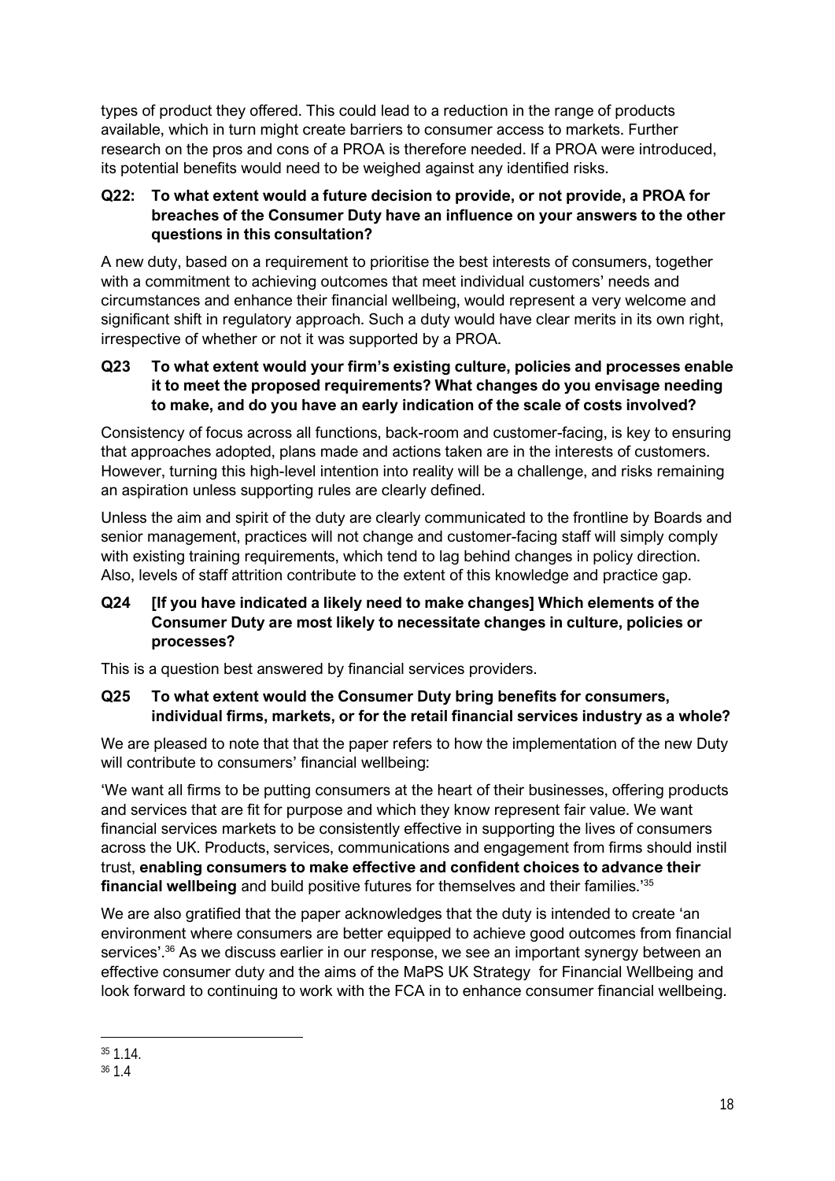types of product they offered. This could lead to a reduction in the range of products available, which in turn might create barriers to consumer access to markets. Further research on the pros and cons of a PROA is therefore needed. If a PROA were introduced, its potential benefits would need to be weighed against any identified risks.

**Q22: To what extent would a future decision to provide, or not provide, a PROA for breaches of the Consumer Duty have an influence on your answers to the other questions in this consultation?**

A new duty, based on a requirement to prioritise the best interests of consumers, together with a commitment to achieving outcomes that meet individual customers' needs and circumstances and enhance their financial wellbeing, would represent a very welcome and significant shift in regulatory approach. Such a duty would have clear merits in its own right, irrespective of whether or not it was supported by a PROA.

**Q23 To what extent would your firm's existing culture, policies and processes enable it to meet the proposed requirements? What changes do you envisage needing to make, and do you have an early indication of the scale of costs involved?**

Consistency of focus across all functions, back-room and customer-facing, is key to ensuring that approaches adopted, plans made and actions taken are in the interests of customers. However, turning this high-level intention into reality will be a challenge, and risks remaining an aspiration unless supporting rules are clearly defined.

Unless the aim and spirit of the duty are clearly communicated to the frontline by Boards and senior management, practices will not change and customer-facing staff will simply comply with existing training requirements, which tend to lag behind changes in policy direction. Also, levels of staff attrition contribute to the extent of this knowledge and practice gap.

**Q24 [If you have indicated a likely need to make changes] Which elements of the Consumer Duty are most likely to necessitate changes in culture, policies or processes?**

This is a question best answered by financial services providers.

**Q25 To what extent would the Consumer Duty bring benefits for consumers, individual firms, markets, or for the retail financial services industry as a whole?**

We are pleased to note that that the paper refers to how the implementation of the new Duty will contribute to consumers' financial wellbeing:

'We want all firms to be putting consumers at the heart of their businesses, offering products and services that are fit for purpose and which they know represent fair value. We want financial services markets to be consistently effective in supporting the lives of consumers across the UK. Products, services, communications and engagement from firms should instil trust, **enabling consumers to make effective and confident choices to advance their financial wellbeing** and build positive futures for themselves and their families.'[35]

We are also gratified that the paper acknowledges that the duty is intended to create 'an environment where consumers are better equipped to achieve good outcomes from financial services'.[36] As we discuss earlier in our response, we see an important synergy between an effective consumer duty and the aims of the MaPS UK Strategy for Financial Wellbeing and look forward to continuing to work with the FCA in to enhance consumer financial wellbeing.

---

[35] 1.14.

[36] 1.4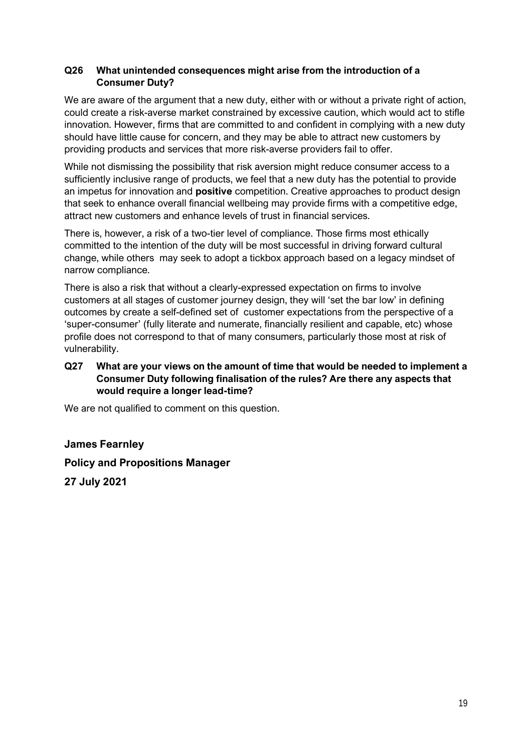**Q26 What unintended consequences might arise from the introduction of a Consumer Duty?**

We are aware of the argument that a new duty, either with or without a private right of action, could create a risk-averse market constrained by excessive caution, which would act to stifle innovation. However, firms that are committed to and confident in complying with a new duty should have little cause for concern, and they may be able to attract new customers by providing products and services that more risk-averse providers fail to offer.

While not dismissing the possibility that risk aversion might reduce consumer access to a sufficiently inclusive range of products, we feel that a new duty has the potential to provide an impetus for innovation and **positive** competition. Creative approaches to product design that seek to enhance overall financial wellbeing may provide firms with a competitive edge, attract new customers and enhance levels of trust in financial services.

There is, however, a risk of a two-tier level of compliance. Those firms most ethically committed to the intention of the duty will be most successful in driving forward cultural change, while others may seek to adopt a tickbox approach based on a legacy mindset of narrow compliance.

There is also a risk that without a clearly-expressed expectation on firms to involve customers at all stages of customer journey design, they will 'set the bar low' in defining outcomes by create a self-defined set of customer expectations from the perspective of a 'super-consumer' (fully literate and numerate, financially resilient and capable, etc) whose profile does not correspond to that of many consumers, particularly those most at risk of vulnerability.

**Q27 What are your views on the amount of time that would be needed to implement a Consumer Duty following finalisation of the rules? Are there any aspects that would require a longer lead-time?**

We are not qualified to comment on this question.

**James Fearnley**

**Policy and Propositions Manager**

**27 July 2021**